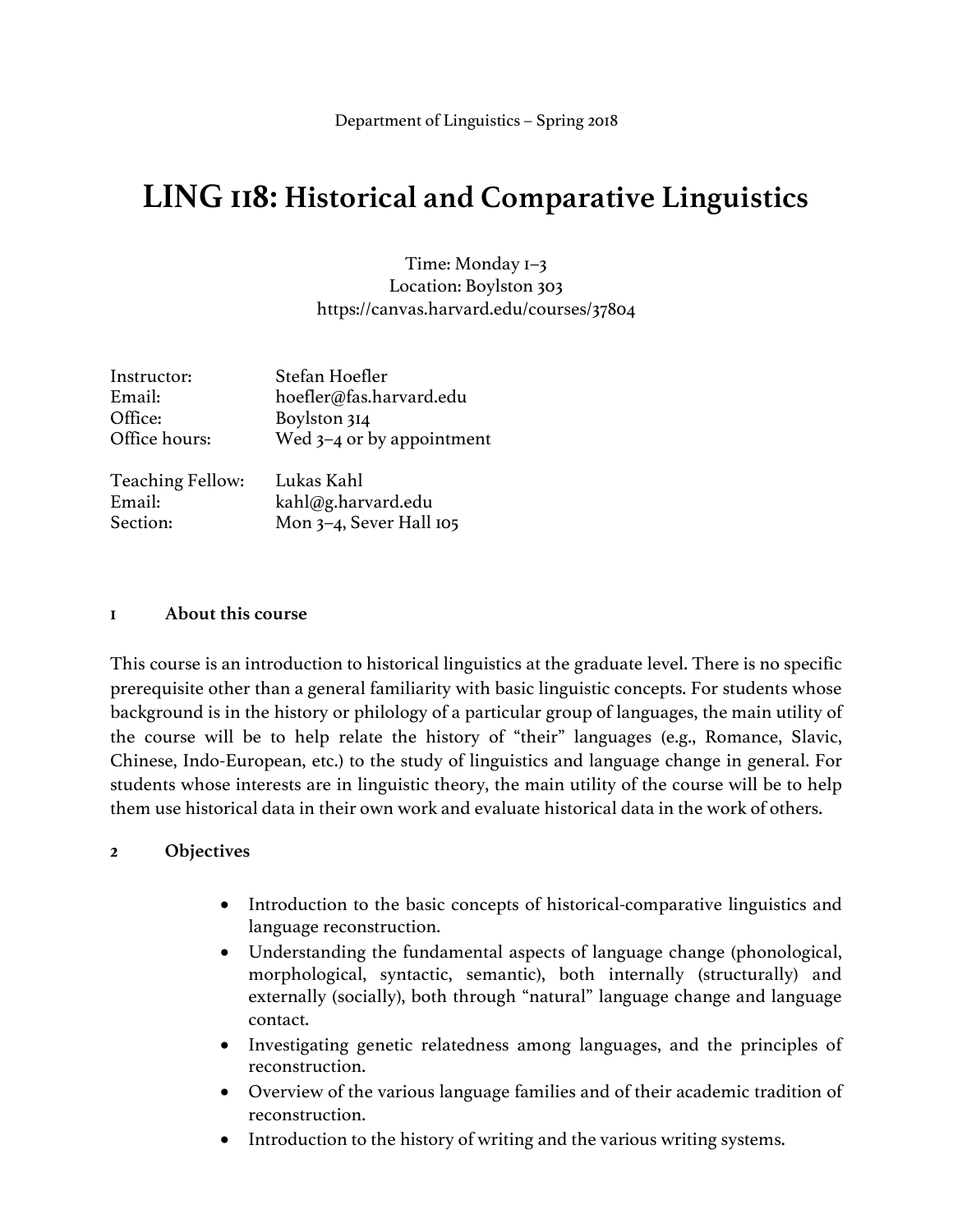Department of Linguistics – Spring 2018

# LING 118: Historical and Comparative Linguistics

Time: Monday 1–3
Location: Boylston 303
https://canvas.harvard.edu/courses/37804

| | |
|---|---|
| Instructor: | Stefan Hoefler |
| Email: | hoefler@fas.harvard.edu |
| Office: | Boylston 314 |
| Office hours: | Wed 3–4 or by appointment |
| | |
| Teaching Fellow: | Lukas Kahl |
| Email: | kahl@g.harvard.edu |
| Section: | Mon 3–4, Sever Hall 105 |

## 1 About this course

This course is an introduction to historical linguistics at the graduate level. There is no specific prerequisite other than a general familiarity with basic linguistic concepts. For students whose background is in the history or philology of a particular group of languages, the main utility of the course will be to help relate the history of "their" languages (e.g., Romance, Slavic, Chinese, Indo-European, etc.) to the study of linguistics and language change in general. For students whose interests are in linguistic theory, the main utility of the course will be to help them use historical data in their own work and evaluate historical data in the work of others.

## 2 Objectives

- Introduction to the basic concepts of historical-comparative linguistics and language reconstruction.
- Understanding the fundamental aspects of language change (phonological, morphological, syntactic, semantic), both internally (structurally) and externally (socially), both through "natural" language change and language contact.
- Investigating genetic relatedness among languages, and the principles of reconstruction.
- Overview of the various language families and of their academic tradition of reconstruction.
- Introduction to the history of writing and the various writing systems.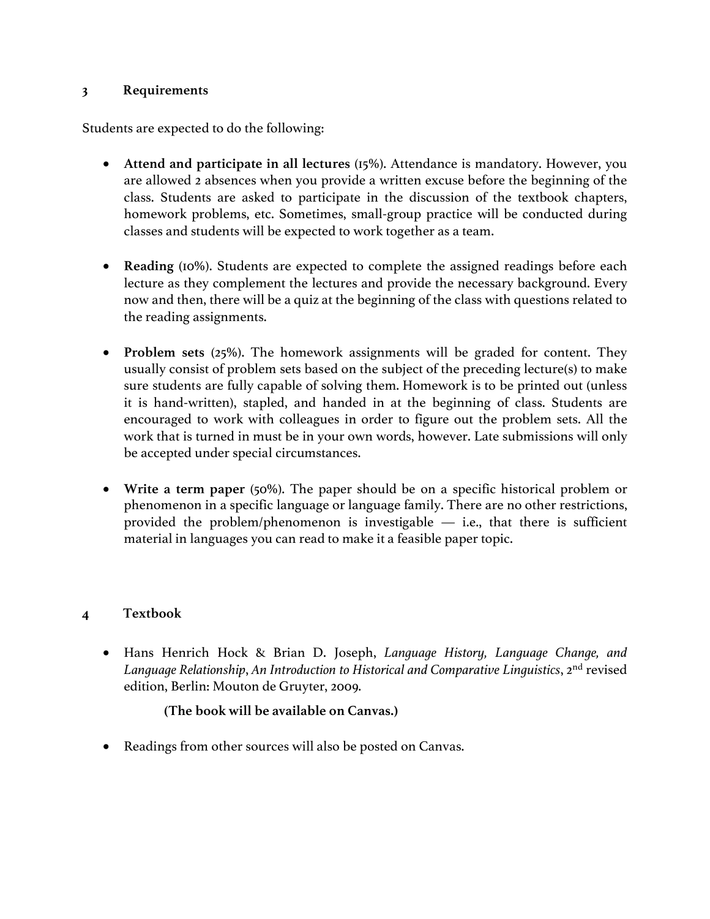## 3 Requirements

Students are expected to do the following:

- **Attend and participate in all lectures** (15%). Attendance is mandatory. However, you are allowed 2 absences when you provide a written excuse before the beginning of the class. Students are asked to participate in the discussion of the textbook chapters, homework problems, etc. Sometimes, small-group practice will be conducted during classes and students will be expected to work together as a team.

- **Reading** (10%). Students are expected to complete the assigned readings before each lecture as they complement the lectures and provide the necessary background. Every now and then, there will be a quiz at the beginning of the class with questions related to the reading assignments.

- **Problem sets** (25%). The homework assignments will be graded for content. They usually consist of problem sets based on the subject of the preceding lecture(s) to make sure students are fully capable of solving them. Homework is to be printed out (unless it is hand-written), stapled, and handed in at the beginning of class. Students are encouraged to work with colleagues in order to figure out the problem sets. All the work that is turned in must be in your own words, however. Late submissions will only be accepted under special circumstances.

- **Write a term paper** (50%). The paper should be on a specific historical problem or phenomenon in a specific language or language family. There are no other restrictions, provided the problem/phenomenon is investigable — i.e., that there is sufficient material in languages you can read to make it a feasible paper topic.

## 4 Textbook

- Hans Henrich Hock & Brian D. Joseph, *Language History, Language Change, and Language Relationship*, *An Introduction to Historical and Comparative Linguistics*, 2nd revised edition, Berlin: Mouton de Gruyter, 2009.

  **(The book will be available on Canvas.)**

- Readings from other sources will also be posted on Canvas.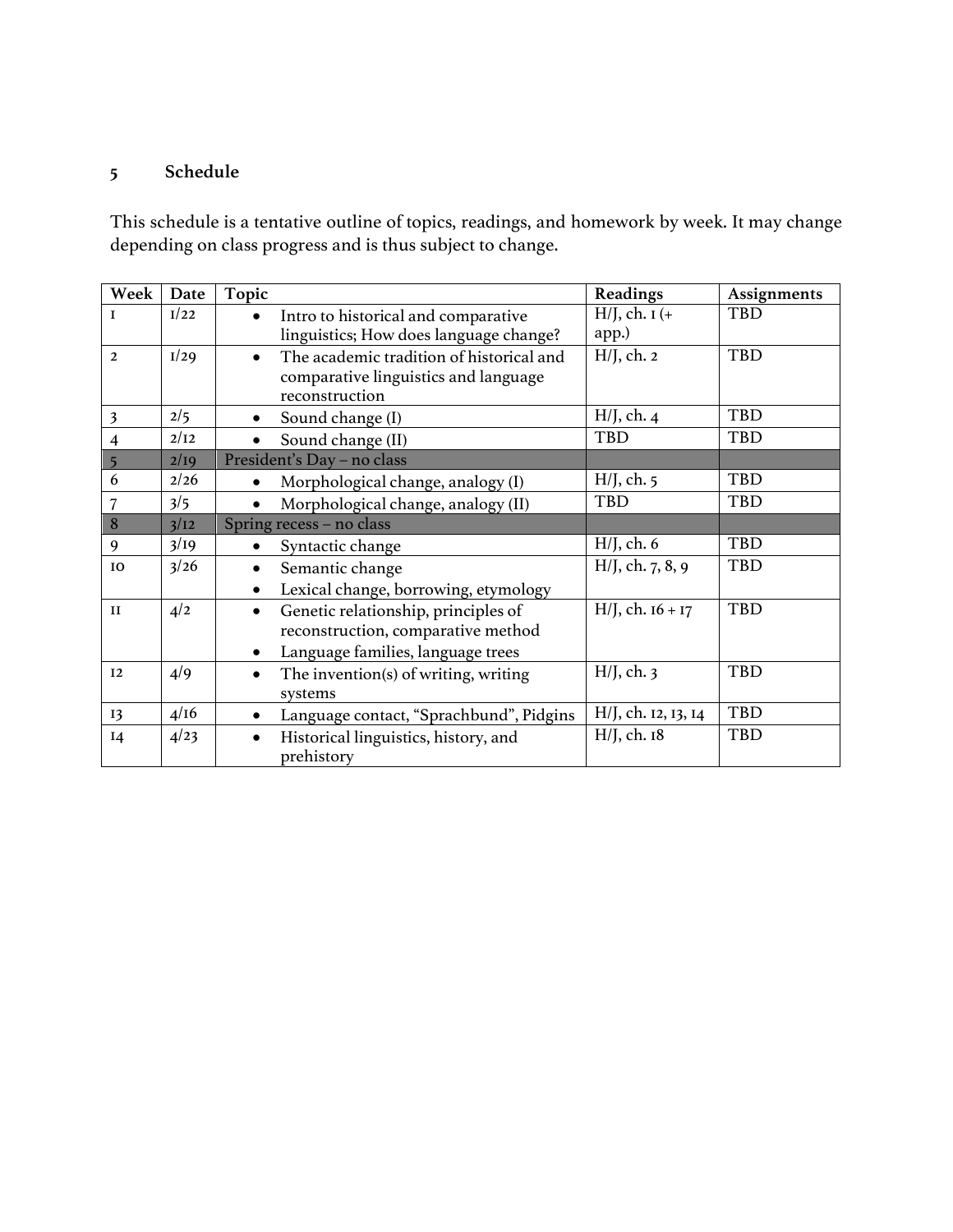## 5 Schedule

This schedule is a tentative outline of topics, readings, and homework by week. It may change depending on class progress and is thus subject to change.

| Week | Date | Topic | Readings | Assignments |
|---|---|---|---|---|
| 1 | 1/22 | • Intro to historical and comparative linguistics; How does language change? | H/J, ch. 1 (+ app.) | TBD |
| 2 | 1/29 | • The academic tradition of historical and comparative linguistics and language reconstruction | H/J, ch. 2 | TBD |
| 3 | 2/5 | • Sound change (I) | H/J, ch. 4 | TBD |
| 4 | 2/12 | • Sound change (II) | TBD | TBD |
| 5 | 2/19 | President's Day – no class | | |
| 6 | 2/26 | • Morphological change, analogy (I) | H/J, ch. 5 | TBD |
| 7 | 3/5 | • Morphological change, analogy (II) | TBD | TBD |
| 8 | 3/12 | Spring recess – no class | | |
| 9 | 3/19 | • Syntactic change | H/J, ch. 6 | TBD |
| 10 | 3/26 | • Semantic change<br>• Lexical change, borrowing, etymology | H/J, ch. 7, 8, 9 | TBD |
| 11 | 4/2 | • Genetic relationship, principles of reconstruction, comparative method<br>• Language families, language trees | H/J, ch. 16 + 17 | TBD |
| 12 | 4/9 | • The invention(s) of writing, writing systems | H/J, ch. 3 | TBD |
| 13 | 4/16 | • Language contact, "Sprachbund", Pidgins | H/J, ch. 12, 13, 14 | TBD |
| 14 | 4/23 | • Historical linguistics, history, and prehistory | H/J, ch. 18 | TBD |